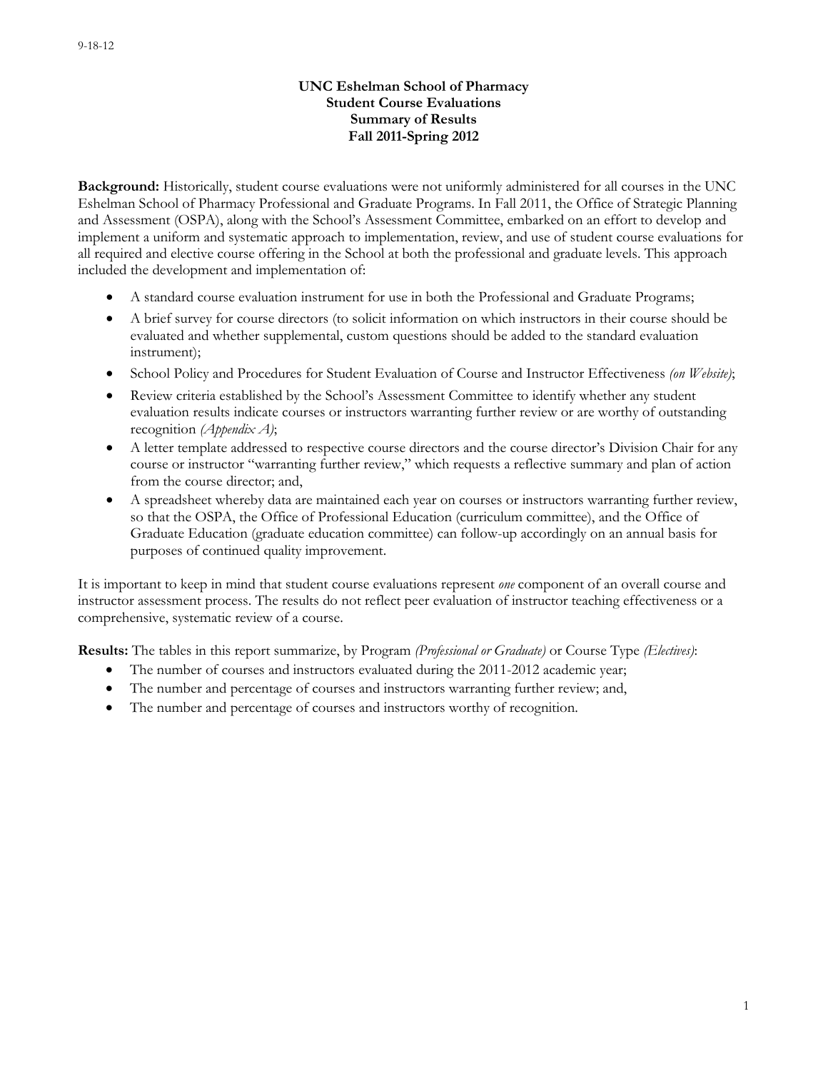9-18-12

**UNC Eshelman School of Pharmacy**
**Student Course Evaluations**
**Summary of Results**
**Fall 2011-Spring 2012**

**Background:** Historically, student course evaluations were not uniformly administered for all courses in the UNC Eshelman School of Pharmacy Professional and Graduate Programs. In Fall 2011, the Office of Strategic Planning and Assessment (OSPA), along with the School's Assessment Committee, embarked on an effort to develop and implement a uniform and systematic approach to implementation, review, and use of student course evaluations for all required and elective course offering in the School at both the professional and graduate levels. This approach included the development and implementation of:

- A standard course evaluation instrument for use in both the Professional and Graduate Programs;
- A brief survey for course directors (to solicit information on which instructors in their course should be evaluated and whether supplemental, custom questions should be added to the standard evaluation instrument);
- School Policy and Procedures for Student Evaluation of Course and Instructor Effectiveness *(on Website)*;
- Review criteria established by the School's Assessment Committee to identify whether any student evaluation results indicate courses or instructors warranting further review or are worthy of outstanding recognition *(Appendix A)*;
- A letter template addressed to respective course directors and the course director's Division Chair for any course or instructor "warranting further review," which requests a reflective summary and plan of action from the course director; and,
- A spreadsheet whereby data are maintained each year on courses or instructors warranting further review, so that the OSPA, the Office of Professional Education (curriculum committee), and the Office of Graduate Education (graduate education committee) can follow-up accordingly on an annual basis for purposes of continued quality improvement.

It is important to keep in mind that student course evaluations represent *one* component of an overall course and instructor assessment process. The results do not reflect peer evaluation of instructor teaching effectiveness or a comprehensive, systematic review of a course.

**Results:** The tables in this report summarize, by Program *(Professional or Graduate)* or Course Type *(Electives)*:

- The number of courses and instructors evaluated during the 2011-2012 academic year;
- The number and percentage of courses and instructors warranting further review; and,
- The number and percentage of courses and instructors worthy of recognition.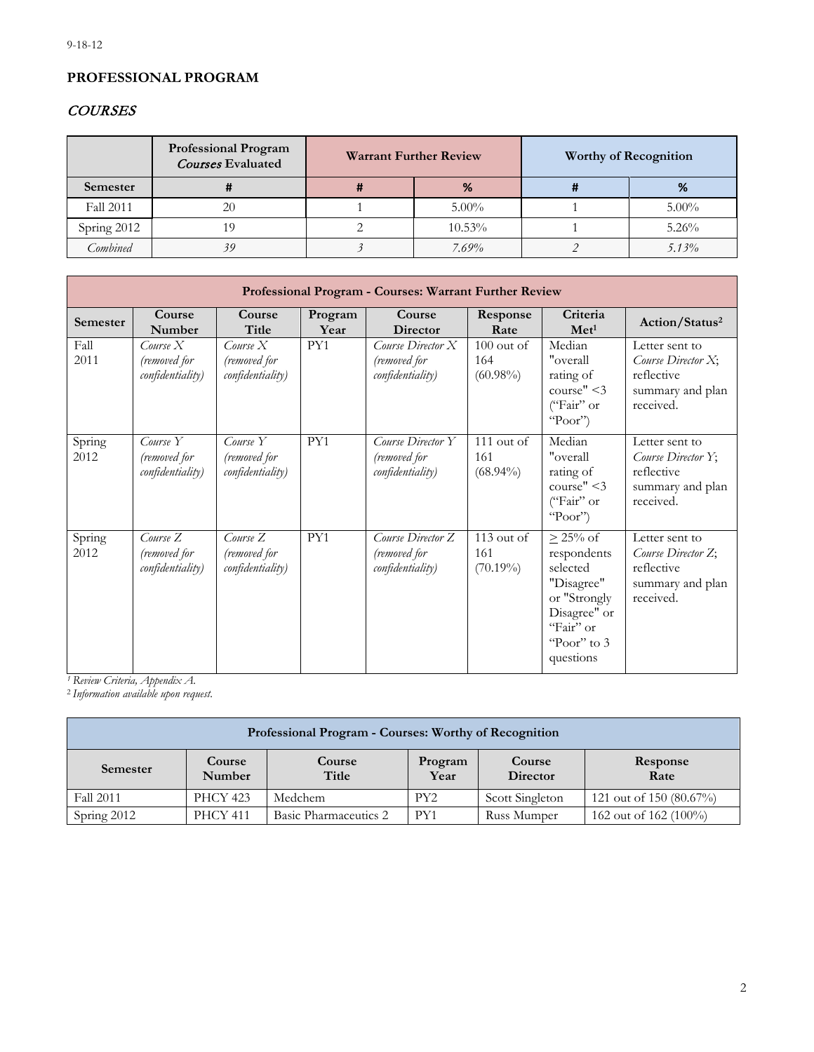9-18-12

## PROFESSIONAL PROGRAM

### *COURSES*

| | Professional Program *Courses* Evaluated | Warrant Further Review | | Worthy of Recognition | |
|---|---|---|---|---|---|
| **Semester** | **#** | **#** | **%** | **#** | **%** |
| Fall 2011 | 20 | 1 | 5.00% | 1 | 5.00% |
| Spring 2012 | 19 | 2 | 10.53% | 1 | 5.26% |
| *Combined* | *39* | *3* | *7.69%* | *2* | *5.13%* |

| **Professional Program - Courses: Warrant Further Review** | | | | | | | |
|---|---|---|---|---|---|---|---|
| **Semester** | **Course Number** | **Course Title** | **Program Year** | **Course Director** | **Response Rate** | **Criteria Met**[1] | **Action/Status**[2] |
| Fall 2011 | *Course X (removed for confidentiality)* | *Course X (removed for confidentiality)* | PY1 | *Course Director X (removed for confidentiality)* | 100 out of 164 (60.98%) | Median "overall rating of course" <3 ("Fair" or "Poor") | Letter sent to *Course Director X*; reflective summary and plan received. |
| Spring 2012 | *Course Y (removed for confidentiality)* | *Course Y (removed for confidentiality)* | PY1 | *Course Director Y (removed for confidentiality)* | 111 out of 161 (68.94%) | Median "overall rating of course" <3 ("Fair" or "Poor") | Letter sent to *Course Director Y*; reflective summary and plan received. |
| Spring 2012 | *Course Z (removed for confidentiality)* | *Course Z (removed for confidentiality)* | PY1 | *Course Director Z (removed for confidentiality)* | 113 out of 161 (70.19%) | $\geq$ 25% of respondents selected "Disagree" or "Strongly Disagree" or "Fair" or "Poor" to 3 questions | Letter sent to *Course Director Z*; reflective summary and plan received. |

*[1] Review Criteria, Appendix A.*
*[2] Information available upon request.*

| **Professional Program - Courses: Worthy of Recognition** | | | | | |
|---|---|---|---|---|---|
| **Semester** | **Course Number** | **Course Title** | **Program Year** | **Course Director** | **Response Rate** |
| Fall 2011 | PHCY 423 | Medchem | PY2 | Scott Singleton | 121 out of 150 (80.67%) |
| Spring 2012 | PHCY 411 | Basic Pharmaceutics 2 | PY1 | Russ Mumper | 162 out of 162 (100%) |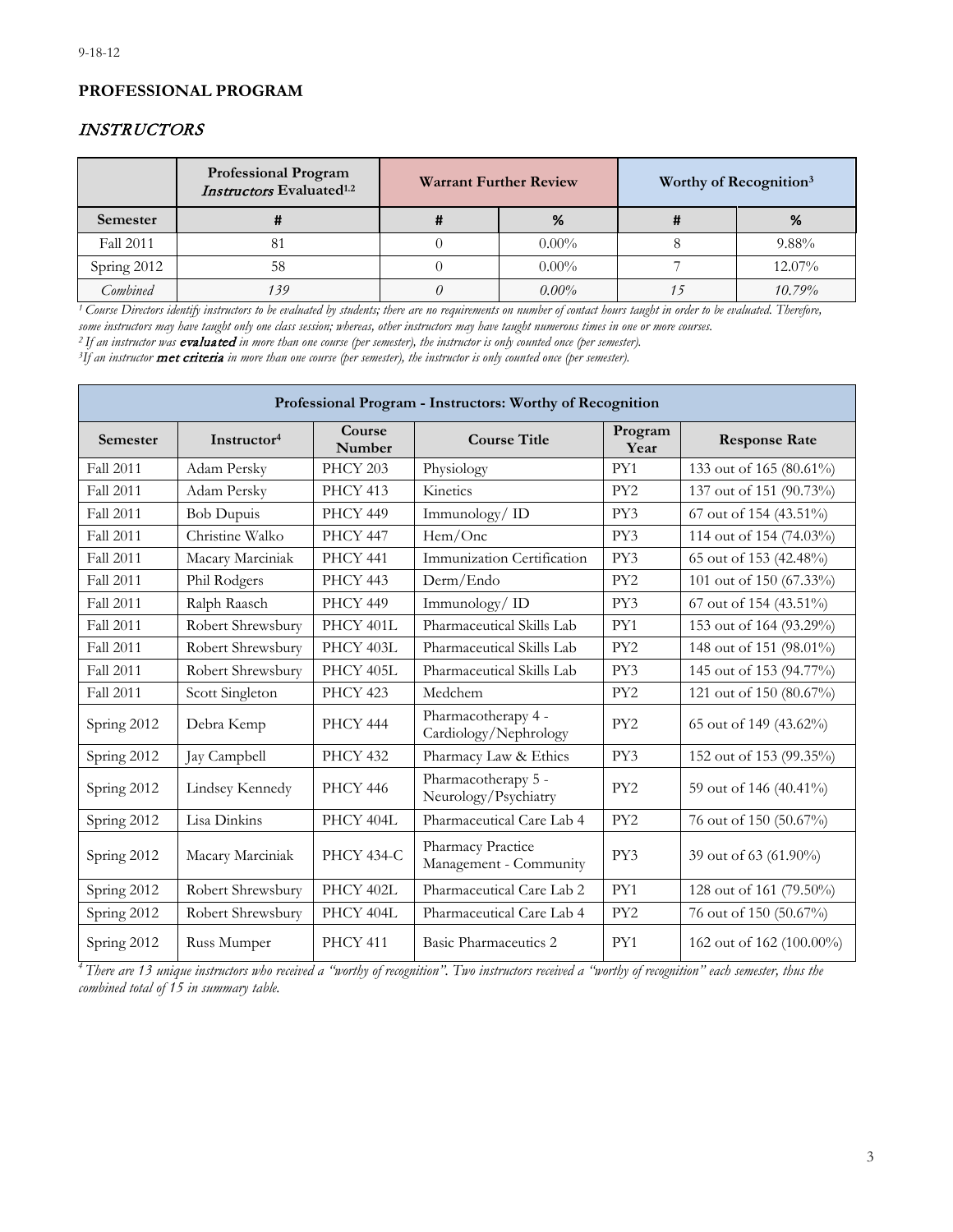9-18-12

## PROFESSIONAL PROGRAM

### *INSTRUCTORS*

| | Professional Program *Instructors* Evaluated[1,2] | Warrant Further Review | | Worthy of Recognition[3] | |
|---|---|---|---|---|---|
| **Semester** | **#** | **#** | **%** | **#** | **%** |
| Fall 2011 | 81 | 0 | 0.00% | 8 | 9.88% |
| Spring 2012 | 58 | 0 | 0.00% | 7 | 12.07% |
| *Combined* | *139* | *0* | *0.00%* | *15* | *10.79%* |

*[1] Course Directors identify instructors to be evaluated by students; there are no requirements on number of contact hours taught in order to be evaluated. Therefore, some instructors may have taught only one class session; whereas, other instructors may have taught numerous times in one or more courses.*
*[2] If an instructor was **evaluated** in more than one course (per semester), the instructor is only counted once (per semester).*
*[3]If an instructor **met criteria** in more than one course (per semester), the instructor is only counted once (per semester).*

| Professional Program - Instructors: Worthy of Recognition | | | | | |
|---|---|---|---|---|---|
| **Semester** | **Instructor[4]** | **Course Number** | **Course Title** | **Program Year** | **Response Rate** |
| Fall 2011 | Adam Persky | PHCY 203 | Physiology | PY1 | 133 out of 165 (80.61%) |
| Fall 2011 | Adam Persky | PHCY 413 | Kinetics | PY2 | 137 out of 151 (90.73%) |
| Fall 2011 | Bob Dupuis | PHCY 449 | Immunology/ ID | PY3 | 67 out of 154 (43.51%) |
| Fall 2011 | Christine Walko | PHCY 447 | Hem/Onc | PY3 | 114 out of 154 (74.03%) |
| Fall 2011 | Macary Marciniak | PHCY 441 | Immunization Certification | PY3 | 65 out of 153 (42.48%) |
| Fall 2011 | Phil Rodgers | PHCY 443 | Derm/Endo | PY2 | 101 out of 150 (67.33%) |
| Fall 2011 | Ralph Raasch | PHCY 449 | Immunology/ ID | PY3 | 67 out of 154 (43.51%) |
| Fall 2011 | Robert Shrewsbury | PHCY 401L | Pharmaceutical Skills Lab | PY1 | 153 out of 164 (93.29%) |
| Fall 2011 | Robert Shrewsbury | PHCY 403L | Pharmaceutical Skills Lab | PY2 | 148 out of 151 (98.01%) |
| Fall 2011 | Robert Shrewsbury | PHCY 405L | Pharmaceutical Skills Lab | PY3 | 145 out of 153 (94.77%) |
| Fall 2011 | Scott Singleton | PHCY 423 | Medchem | PY2 | 121 out of 150 (80.67%) |
| Spring 2012 | Debra Kemp | PHCY 444 | Pharmacotherapy 4 - Cardiology/Nephrology | PY2 | 65 out of 149 (43.62%) |
| Spring 2012 | Jay Campbell | PHCY 432 | Pharmacy Law & Ethics | PY3 | 152 out of 153 (99.35%) |
| Spring 2012 | Lindsey Kennedy | PHCY 446 | Pharmacotherapy 5 - Neurology/Psychiatry | PY2 | 59 out of 146 (40.41%) |
| Spring 2012 | Lisa Dinkins | PHCY 404L | Pharmaceutical Care Lab 4 | PY2 | 76 out of 150 (50.67%) |
| Spring 2012 | Macary Marciniak | PHCY 434-C | Pharmacy Practice Management - Community | PY3 | 39 out of 63 (61.90%) |
| Spring 2012 | Robert Shrewsbury | PHCY 402L | Pharmaceutical Care Lab 2 | PY1 | 128 out of 161 (79.50%) |
| Spring 2012 | Robert Shrewsbury | PHCY 404L | Pharmaceutical Care Lab 4 | PY2 | 76 out of 150 (50.67%) |
| Spring 2012 | Russ Mumper | PHCY 411 | Basic Pharmaceutics 2 | PY1 | 162 out of 162 (100.00%) |

*[4] There are 13 unique instructors who received a "worthy of recognition". Two instructors received a "worthy of recognition" each semester, thus the combined total of 15 in summary table.*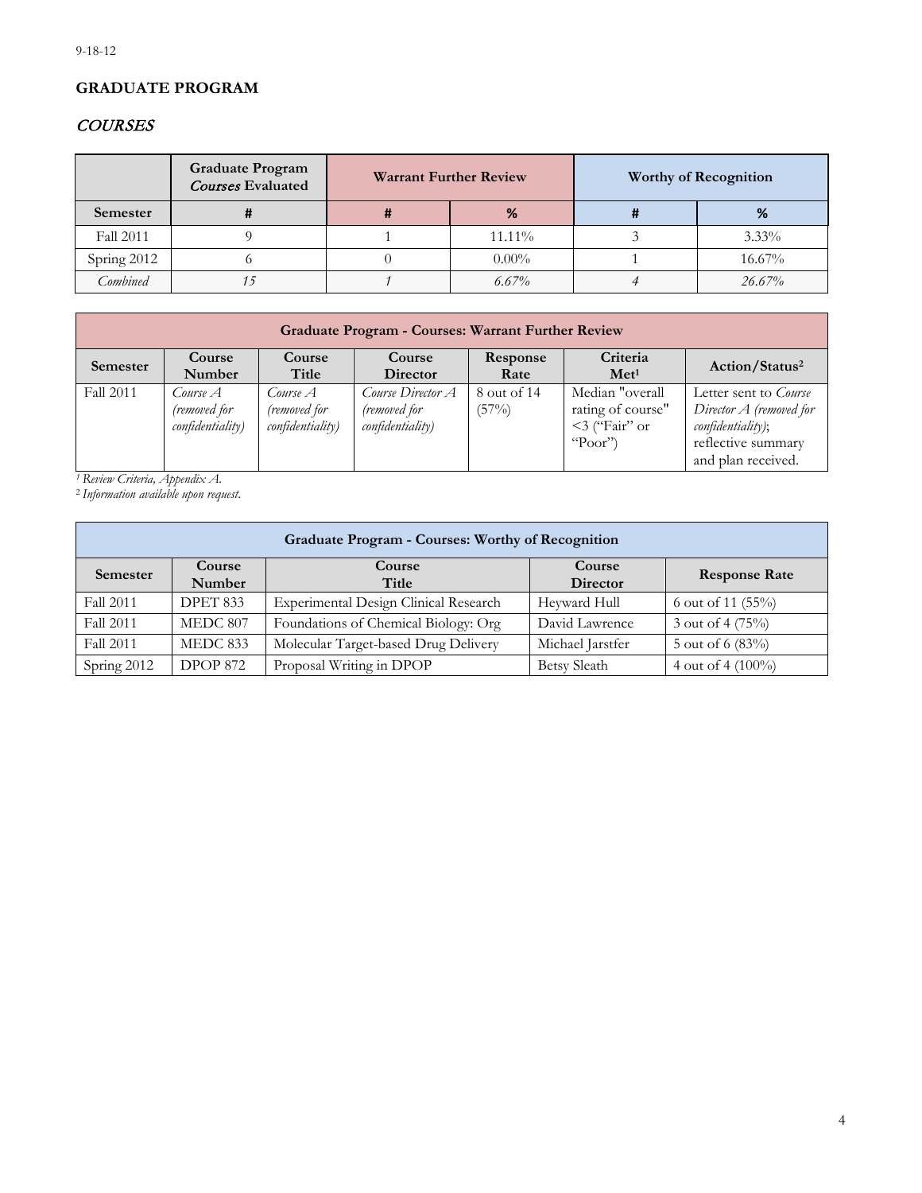9-18-12

## GRADUATE PROGRAM

### *COURSES*

| | Graduate Program *Courses* Evaluated | Warrant Further Review | | Worthy of Recognition | |
|---|---|---|---|---|---|
| **Semester** | **#** | **#** | **%** | **#** | **%** |
| Fall 2011 | 9 | 1 | 11.11% | 3 | 3.33% |
| Spring 2012 | 6 | 0 | 0.00% | 1 | 16.67% |
| *Combined* | *15* | *1* | *6.67%* | *4* | *26.67%* |

| Graduate Program - Courses: Warrant Further Review | | | | | | |
|---|---|---|---|---|---|---|
| **Semester** | **Course Number** | **Course Title** | **Course Director** | **Response Rate** | **Criteria Met**[1] | **Action/Status**[2] |
| Fall 2011 | *Course A (removed for confidentiality)* | *Course A (removed for confidentiality)* | *Course Director A (removed for confidentiality)* | 8 out of 14 (57%) | Median "overall rating of course" <3 ("Fair" or "Poor") | Letter sent to *Course Director A (removed for confidentiality)*; reflective summary and plan received. |

*[1] Review Criteria, Appendix A.*
*[2] Information available upon request.*

| Graduate Program - Courses: Worthy of Recognition | | | | |
|---|---|---|---|---|
| **Semester** | **Course Number** | **Course Title** | **Course Director** | **Response Rate** |
| Fall 2011 | DPET 833 | Experimental Design Clinical Research | Heyward Hull | 6 out of 11 (55%) |
| Fall 2011 | MEDC 807 | Foundations of Chemical Biology: Org | David Lawrence | 3 out of 4 (75%) |
| Fall 2011 | MEDC 833 | Molecular Target-based Drug Delivery | Michael Jarstfer | 5 out of 6 (83%) |
| Spring 2012 | DPOP 872 | Proposal Writing in DPOP | Betsy Sleath | 4 out of 4 (100%) |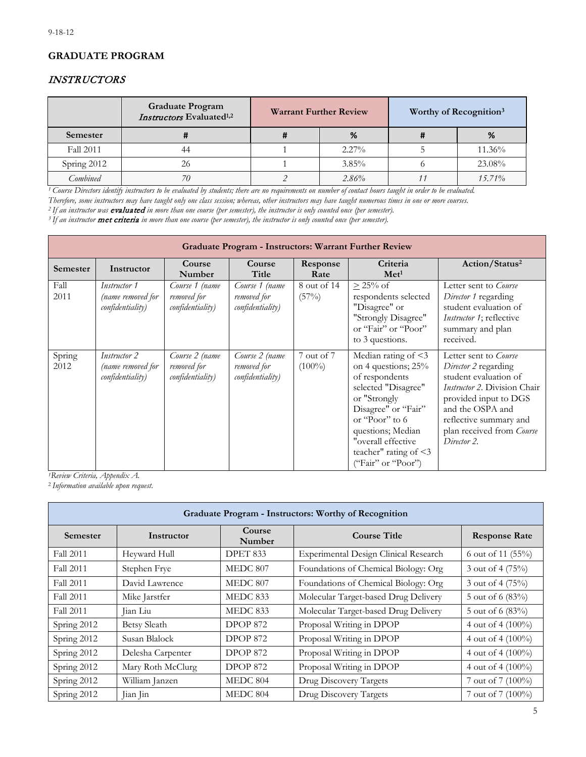9-18-12

## GRADUATE PROGRAM

### *INSTRUCTORS*

| | Graduate Program *Instructors* Evaluated[1,2] | Warrant Further Review | | Worthy of Recognition[3] | |
|---|---|---|---|---|---|
| **Semester** | **#** | **#** | **%** | **#** | **%** |
| Fall 2011 | 44 | 1 | 2.27% | 5 | 11.36% |
| Spring 2012 | 26 | 1 | 3.85% | 6 | 23.08% |
| *Combined* | *70* | *2* | *2.86%* | *11* | *15.71%* |

*[1] Course Directors identify instructors to be evaluated by students; there are no requirements on number of contact hours taught in order to be evaluated. Therefore, some instructors may have taught only one class session; whereas, other instructors may have taught numerous times in one or more courses.*
*[2] If an instructor was **evaluated** in more than one course (per semester), the instructor is only counted once (per semester).*
*[3] If an instructor **met criteria** in more than one course (per semester), the instructor is only counted once (per semester).*

| Graduate Program - Instructors: Warrant Further Review | | | | | | |
|---|---|---|---|---|---|---|
| **Semester** | **Instructor** | **Course Number** | **Course Title** | **Response Rate** | **Criteria Met[1]** | **Action/Status[2]** |
| Fall 2011 | *Instructor 1 (name removed for confidentiality)* | *Course 1 (name removed for confidentiality)* | *Course 1 (name removed for confidentiality)* | 8 out of 14 (57%) | ≥ 25% of respondents selected "Disagree" or "Strongly Disagree" or "Fair" or "Poor" to 3 questions. | Letter sent to *Course Director 1* regarding student evaluation of *Instructor 1*; reflective summary and plan received. |
| Spring 2012 | *Instructor 2 (name removed for confidentiality)* | *Course 2 (name removed for confidentiality)* | *Course 2 (name removed for confidentiality)* | 7 out of 7 (100%) | Median rating of <3 on 4 questions; 25% of respondents selected "Disagree" or "Strongly Disagree" or "Fair" or "Poor" to 6 questions; Median "overall effective teacher" rating of <3 ("Fair" or "Poor") | Letter sent to *Course Director 2* regarding student evaluation of *Instructor 2*. Division Chair provided input to DGS and the OSPA and reflective summary and plan received from *Course Director 2*. |

*[1]Review Criteria, Appendix A.*
*[2] Information available upon request.*

| Graduate Program - Instructors: Worthy of Recognition | | | | |
|---|---|---|---|---|
| **Semester** | **Instructor** | **Course Number** | **Course Title** | **Response Rate** |
| Fall 2011 | Heyward Hull | DPET 833 | Experimental Design Clinical Research | 6 out of 11 (55%) |
| Fall 2011 | Stephen Frye | MEDC 807 | Foundations of Chemical Biology: Org | 3 out of 4 (75%) |
| Fall 2011 | David Lawrence | MEDC 807 | Foundations of Chemical Biology: Org | 3 out of 4 (75%) |
| Fall 2011 | Mike Jarstfer | MEDC 833 | Molecular Target-based Drug Delivery | 5 out of 6 (83%) |
| Fall 2011 | Jian Liu | MEDC 833 | Molecular Target-based Drug Delivery | 5 out of 6 (83%) |
| Spring 2012 | Betsy Sleath | DPOP 872 | Proposal Writing in DPOP | 4 out of 4 (100%) |
| Spring 2012 | Susan Blalock | DPOP 872 | Proposal Writing in DPOP | 4 out of 4 (100%) |
| Spring 2012 | Delesha Carpenter | DPOP 872 | Proposal Writing in DPOP | 4 out of 4 (100%) |
| Spring 2012 | Mary Roth McClurg | DPOP 872 | Proposal Writing in DPOP | 4 out of 4 (100%) |
| Spring 2012 | William Janzen | MEDC 804 | Drug Discovery Targets | 7 out of 7 (100%) |
| Spring 2012 | Jian Jin | MEDC 804 | Drug Discovery Targets | 7 out of 7 (100%) |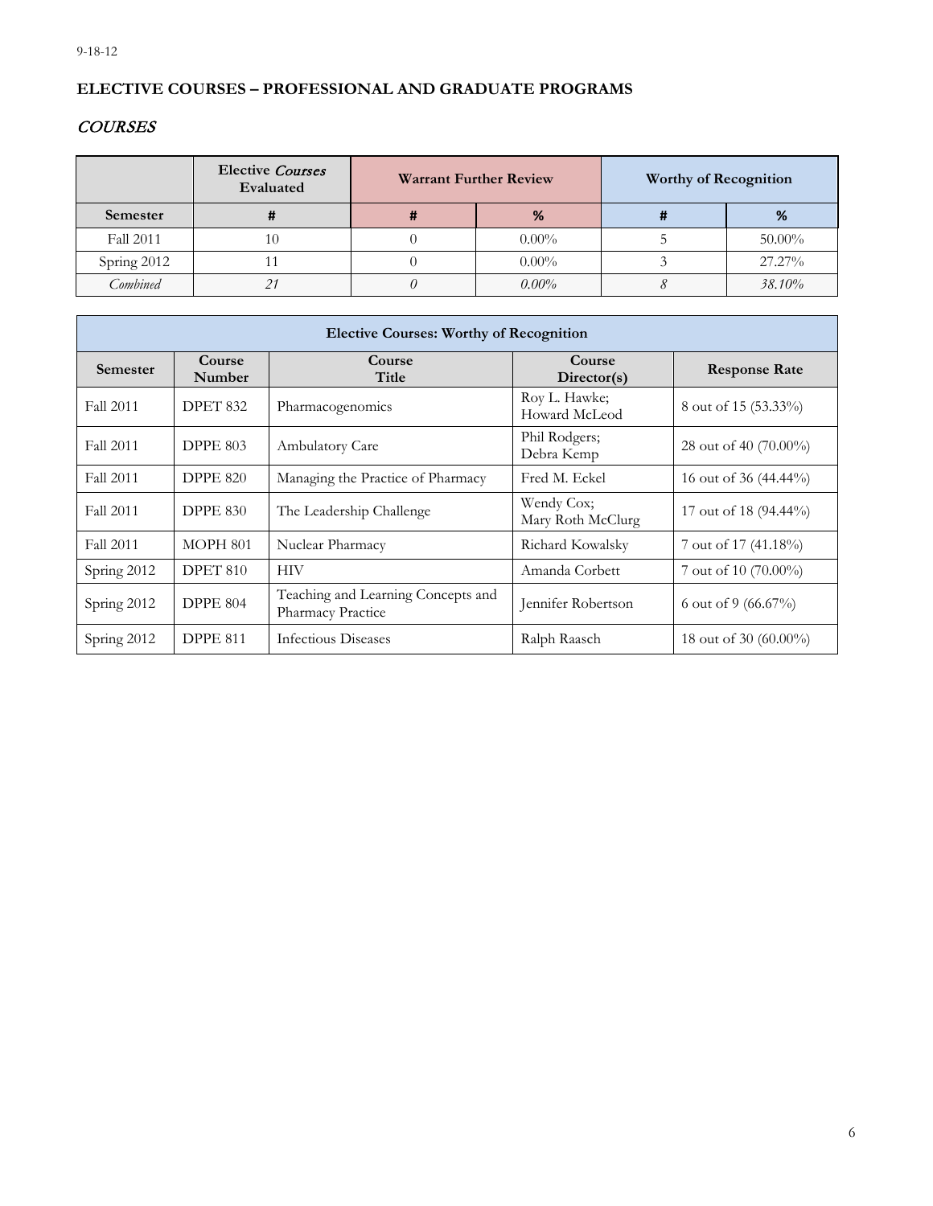9-18-12

## ELECTIVE COURSES – PROFESSIONAL AND GRADUATE PROGRAMS

### *COURSES*

| | Elective *Courses* Evaluated | Warrant Further Review | | Worthy of Recognition | |
|---|---|---|---|---|---|
| **Semester** | **#** | **#** | **%** | **#** | **%** |
| Fall 2011 | 10 | 0 | 0.00% | 5 | 50.00% |
| Spring 2012 | 11 | 0 | 0.00% | 3 | 27.27% |
| *Combined* | *21* | *0* | *0.00%* | *8* | *38.10%* |

| Elective Courses: Worthy of Recognition | | | | |
|---|---|---|---|---|
| **Semester** | **Course Number** | **Course Title** | **Course Director(s)** | **Response Rate** |
| Fall 2011 | DPET 832 | Pharmacogenomics | Roy L. Hawke; Howard McLeod | 8 out of 15 (53.33%) |
| Fall 2011 | DPPE 803 | Ambulatory Care | Phil Rodgers; Debra Kemp | 28 out of 40 (70.00%) |
| Fall 2011 | DPPE 820 | Managing the Practice of Pharmacy | Fred M. Eckel | 16 out of 36 (44.44%) |
| Fall 2011 | DPPE 830 | The Leadership Challenge | Wendy Cox; Mary Roth McClurg | 17 out of 18 (94.44%) |
| Fall 2011 | MOPH 801 | Nuclear Pharmacy | Richard Kowalsky | 7 out of 17 (41.18%) |
| Spring 2012 | DPET 810 | HIV | Amanda Corbett | 7 out of 10 (70.00%) |
| Spring 2012 | DPPE 804 | Teaching and Learning Concepts and Pharmacy Practice | Jennifer Robertson | 6 out of 9 (66.67%) |
| Spring 2012 | DPPE 811 | Infectious Diseases | Ralph Raasch | 18 out of 30 (60.00%) |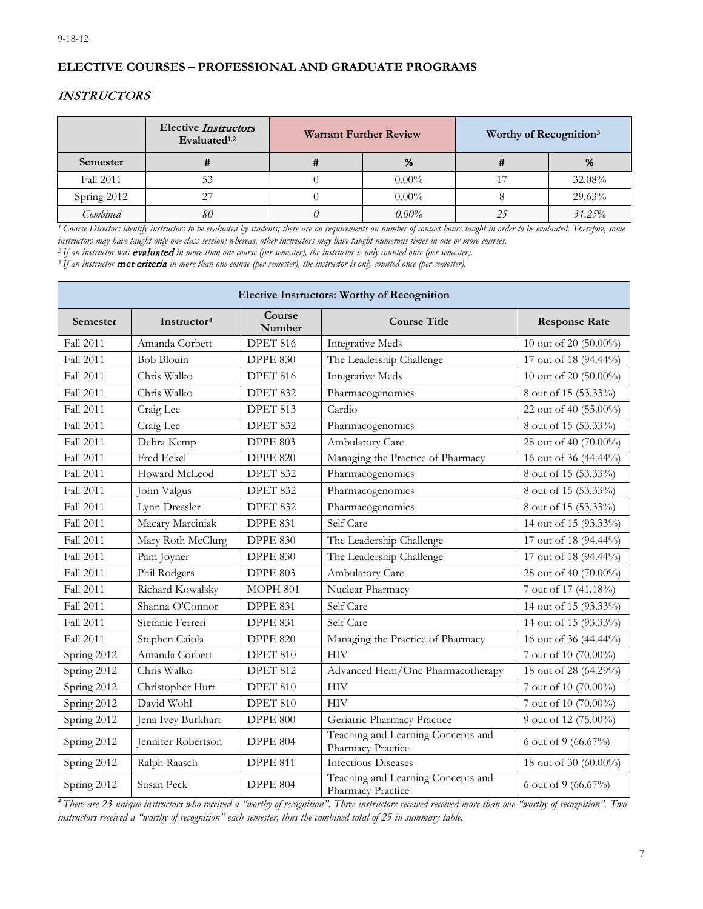9-18-12

## ELECTIVE COURSES – PROFESSIONAL AND GRADUATE PROGRAMS

### *INSTRUCTORS*

| | Elective *Instructors* Evaluated[1,2] | Warrant Further Review | | Worthy of Recognition[3] | |
|---|---|---|---|---|---|
| Semester | # | # | % | # | % |
| Fall 2011 | 53 | 0 | 0.00% | 17 | 32.08% |
| Spring 2012 | 27 | 0 | 0.00% | 8 | 29.63% |
| *Combined* | *80* | *0* | *0.00%* | *25* | *31.25%* |

*[1] Course Directors identify instructors to be evaluated by students; there are no requirements on number of contact hours taught in order to be evaluated. Therefore, some instructors may have taught only one class session; whereas, other instructors may have taught numerous times in one or more courses.*
*[2] If an instructor was **evaluated** in more than one course (per semester), the instructor is only counted once (per semester).*
*[3] If an instructor **met criteria** in more than one course (per semester), the instructor is only counted once (per semester).*

| Elective Instructors: Worthy of Recognition | | | | |
|---|---|---|---|---|
| Semester | Instructor[4] | Course Number | Course Title | Response Rate |
| Fall 2011 | Amanda Corbett | DPET 816 | Integrative Meds | 10 out of 20 (50.00%) |
| Fall 2011 | Bob Blouin | DPPE 830 | The Leadership Challenge | 17 out of 18 (94.44%) |
| Fall 2011 | Chris Walko | DPET 816 | Integrative Meds | 10 out of 20 (50.00%) |
| Fall 2011 | Chris Walko | DPET 832 | Pharmacogenomics | 8 out of 15 (53.33%) |
| Fall 2011 | Craig Lee | DPET 813 | Cardio | 22 out of 40 (55.00%) |
| Fall 2011 | Craig Lee | DPET 832 | Pharmacogenomics | 8 out of 15 (53.33%) |
| Fall 2011 | Debra Kemp | DPPE 803 | Ambulatory Care | 28 out of 40 (70.00%) |
| Fall 2011 | Fred Eckel | DPPE 820 | Managing the Practice of Pharmacy | 16 out of 36 (44.44%) |
| Fall 2011 | Howard McLeod | DPET 832 | Pharmacogenomics | 8 out of 15 (53.33%) |
| Fall 2011 | John Valgus | DPET 832 | Pharmacogenomics | 8 out of 15 (53.33%) |
| Fall 2011 | Lynn Dressler | DPET 832 | Pharmacogenomics | 8 out of 15 (53.33%) |
| Fall 2011 | Macary Marciniak | DPPE 831 | Self Care | 14 out of 15 (93.33%) |
| Fall 2011 | Mary Roth McClurg | DPPE 830 | The Leadership Challenge | 17 out of 18 (94.44%) |
| Fall 2011 | Pam Joyner | DPPE 830 | The Leadership Challenge | 17 out of 18 (94.44%) |
| Fall 2011 | Phil Rodgers | DPPE 803 | Ambulatory Care | 28 out of 40 (70.00%) |
| Fall 2011 | Richard Kowalsky | MOPH 801 | Nuclear Pharmacy | 7 out of 17 (41.18%) |
| Fall 2011 | Shanna O'Connor | DPPE 831 | Self Care | 14 out of 15 (93.33%) |
| Fall 2011 | Stefanie Ferreri | DPPE 831 | Self Care | 14 out of 15 (93.33%) |
| Fall 2011 | Stephen Caiola | DPPE 820 | Managing the Practice of Pharmacy | 16 out of 36 (44.44%) |
| Spring 2012 | Amanda Corbett | DPET 810 | HIV | 7 out of 10 (70.00%) |
| Spring 2012 | Chris Walko | DPET 812 | Advanced Hem/Onc Pharmacotherapy | 18 out of 28 (64.29%) |
| Spring 2012 | Christopher Hurt | DPET 810 | HIV | 7 out of 10 (70.00%) |
| Spring 2012 | David Wohl | DPET 810 | HIV | 7 out of 10 (70.00%) |
| Spring 2012 | Jena Ivey Burkhart | DPPE 800 | Geriatric Pharmacy Practice | 9 out of 12 (75.00%) |
| Spring 2012 | Jennifer Robertson | DPPE 804 | Teaching and Learning Concepts and Pharmacy Practice | 6 out of 9 (66.67%) |
| Spring 2012 | Ralph Raasch | DPPE 811 | Infectious Diseases | 18 out of 30 (60.00%) |
| Spring 2012 | Susan Peck | DPPE 804 | Teaching and Learning Concepts and Pharmacy Practice | 6 out of 9 (66.67%) |

*[4] There are 23 unique instructors who received a "worthy of recognition". Three instructors received received more than one "worthy of recognition". Two instructors received a "worthy of recognition" each semester, thus the combined total of 25 in summary table.*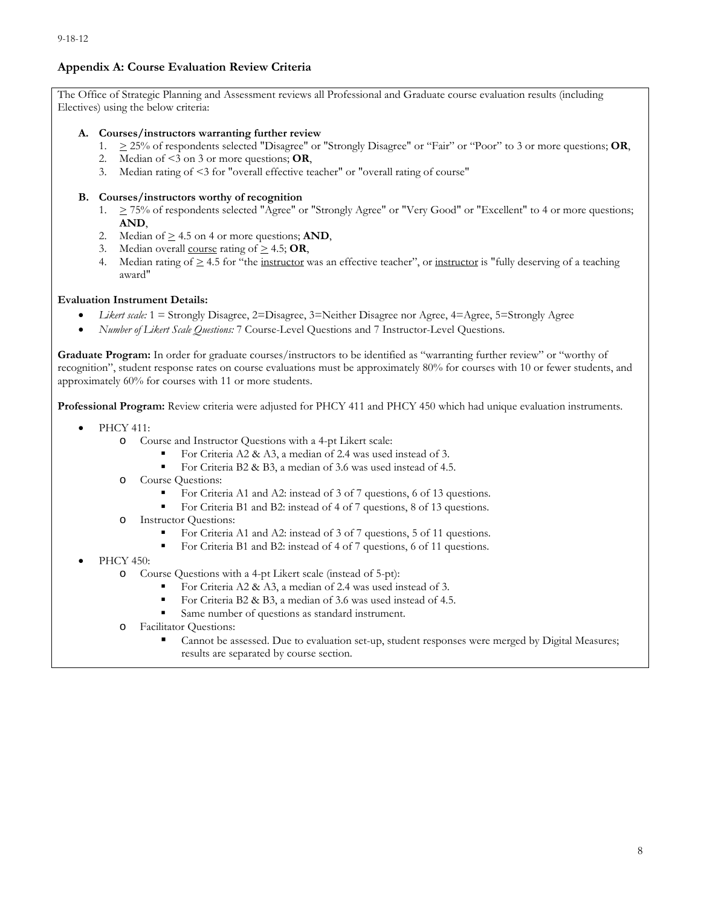## Appendix A: Course Evaluation Review Criteria

The Office of Strategic Planning and Assessment reviews all Professional and Graduate course evaluation results (including Electives) using the below criteria:

**A. Courses/instructors warranting further review**

1. ≥ 25% of respondents selected "Disagree" or "Strongly Disagree" or "Fair" or "Poor" to 3 or more questions; **OR**,
2. Median of <3 on 3 or more questions; **OR**,
3. Median rating of <3 for "overall effective teacher" or "overall rating of course"

**B. Courses/instructors worthy of recognition**

1. ≥ 75% of respondents selected "Agree" or "Strongly Agree" or "Very Good" or "Excellent" to 4 or more questions; **AND**,
2. Median of ≥ 4.5 on 4 or more questions; **AND**,
3. Median overall course rating of ≥ 4.5; **OR**,
4. Median rating of ≥ 4.5 for "the instructor was an effective teacher", or instructor is "fully deserving of a teaching award"

**Evaluation Instrument Details:**

- *Likert scale:* 1 = Strongly Disagree, 2=Disagree, 3=Neither Disagree nor Agree, 4=Agree, 5=Strongly Agree
- *Number of Likert Scale Questions:* 7 Course-Level Questions and 7 Instructor-Level Questions.

**Graduate Program:** In order for graduate courses/instructors to be identified as "warranting further review" or "worthy of recognition", student response rates on course evaluations must be approximately 80% for courses with 10 or fewer students, and approximately 60% for courses with 11 or more students.

**Professional Program:** Review criteria were adjusted for PHCY 411 and PHCY 450 which had unique evaluation instruments.

- PHCY 411:
  - Course and Instructor Questions with a 4-pt Likert scale:
    - For Criteria A2 & A3, a median of 2.4 was used instead of 3.
    - For Criteria B2 & B3, a median of 3.6 was used instead of 4.5.
  - Course Questions:
    - For Criteria A1 and A2: instead of 3 of 7 questions, 6 of 13 questions.
    - For Criteria B1 and B2: instead of 4 of 7 questions, 8 of 13 questions.
  - Instructor Questions:
    - For Criteria A1 and A2: instead of 3 of 7 questions, 5 of 11 questions.
    - For Criteria B1 and B2: instead of 4 of 7 questions, 6 of 11 questions.
- PHCY 450:
  - Course Questions with a 4-pt Likert scale (instead of 5-pt):
    - For Criteria A2 & A3, a median of 2.4 was used instead of 3.
    - For Criteria B2 & B3, a median of 3.6 was used instead of 4.5.
    - Same number of questions as standard instrument.
  - Facilitator Questions:
    - Cannot be assessed. Due to evaluation set-up, student responses were merged by Digital Measures; results are separated by course section.